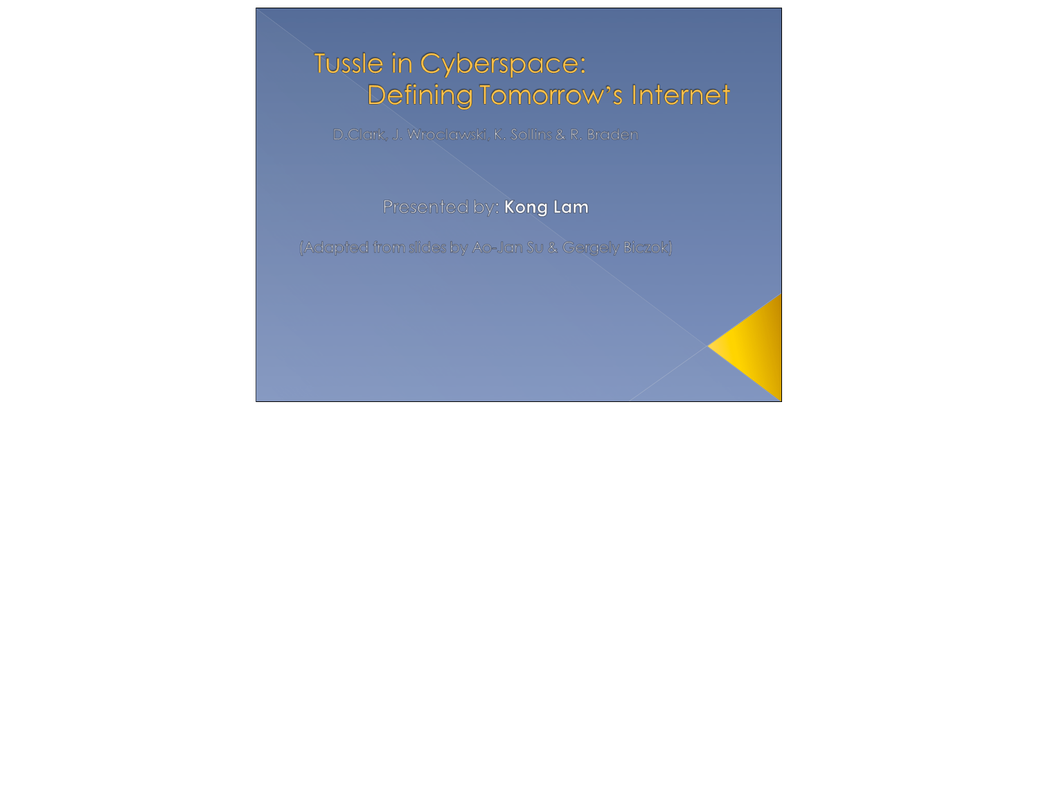# Tussle in Cyberspace: Defining Tomorrow's Internet

D.Clark, J. Wroclawski, K. Sollins & R. Braden

Presented by: **Kong Lam**

(Adapted from slides by Ao-Jan Su & Gergely Biczok)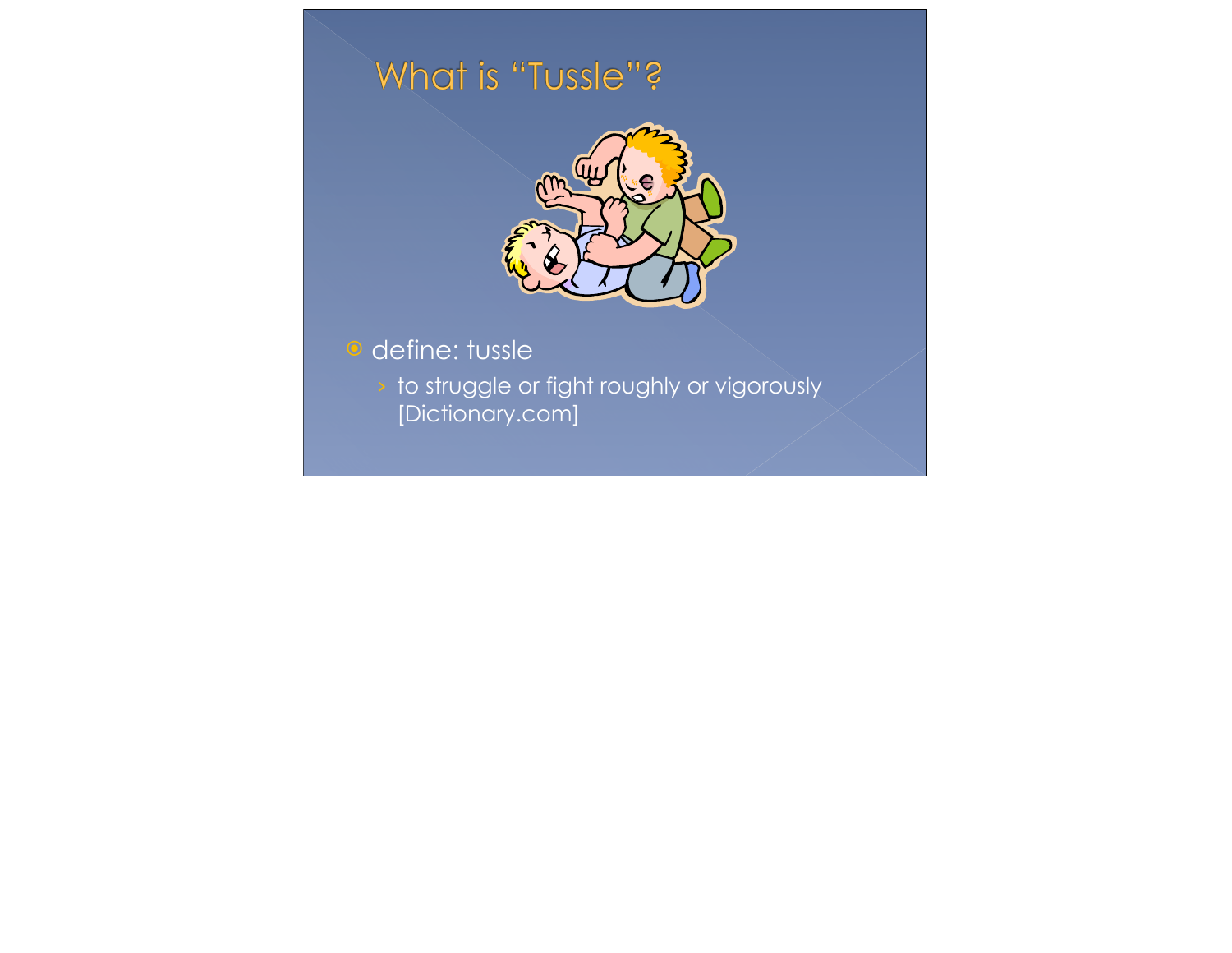# What is "Tussle"?

- define: tussle
  - to struggle or fight roughly or vigorously [Dictionary.com]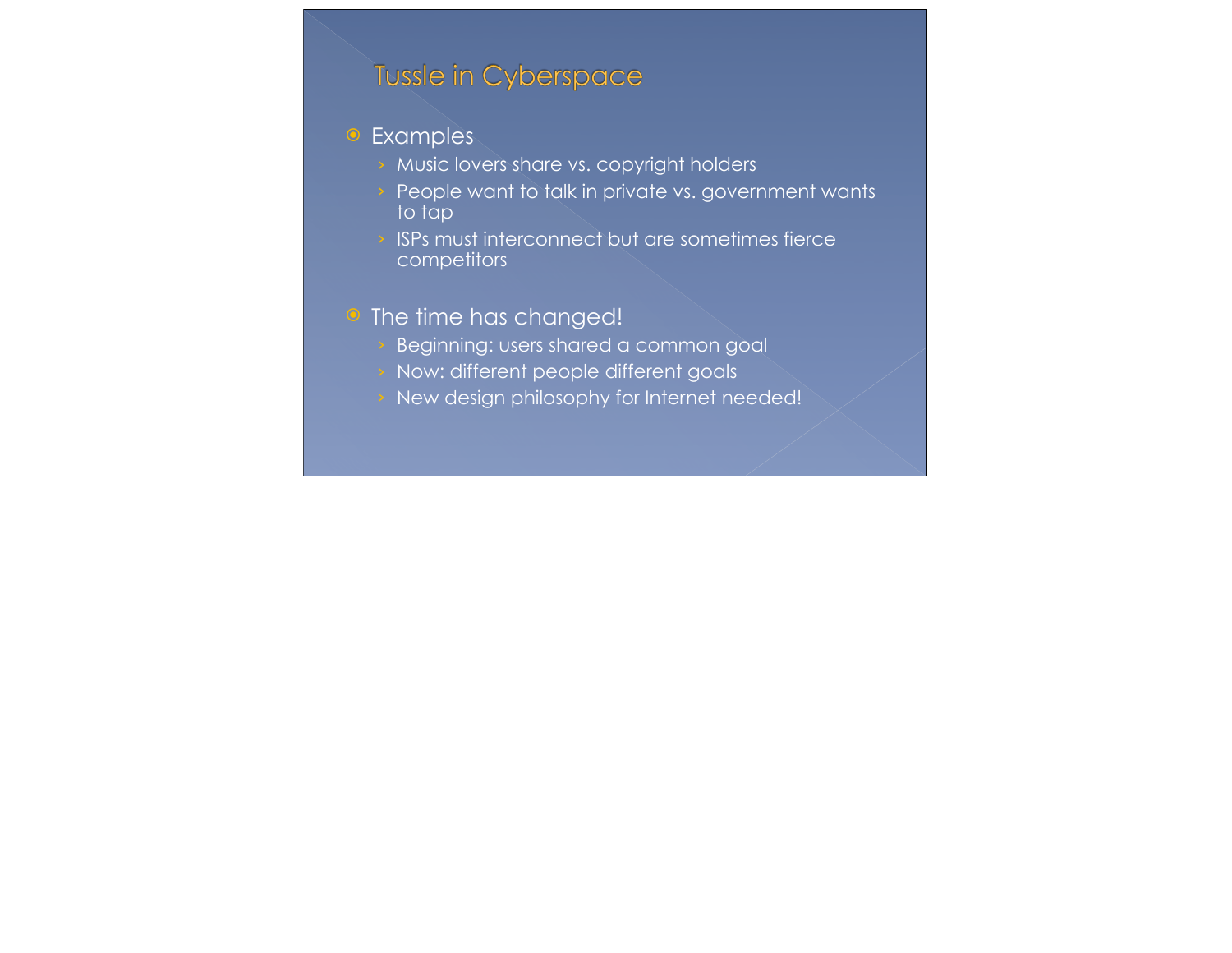# Tussle in Cyberspace

- Examples
  - Music lovers share vs. copyright holders
  - People want to talk in private vs. government wants to tap
  - ISPs must interconnect but are sometimes fierce competitors
- The time has changed!
  - Beginning: users shared a common goal
  - Now: different people different goals
  - New design philosophy for Internet needed!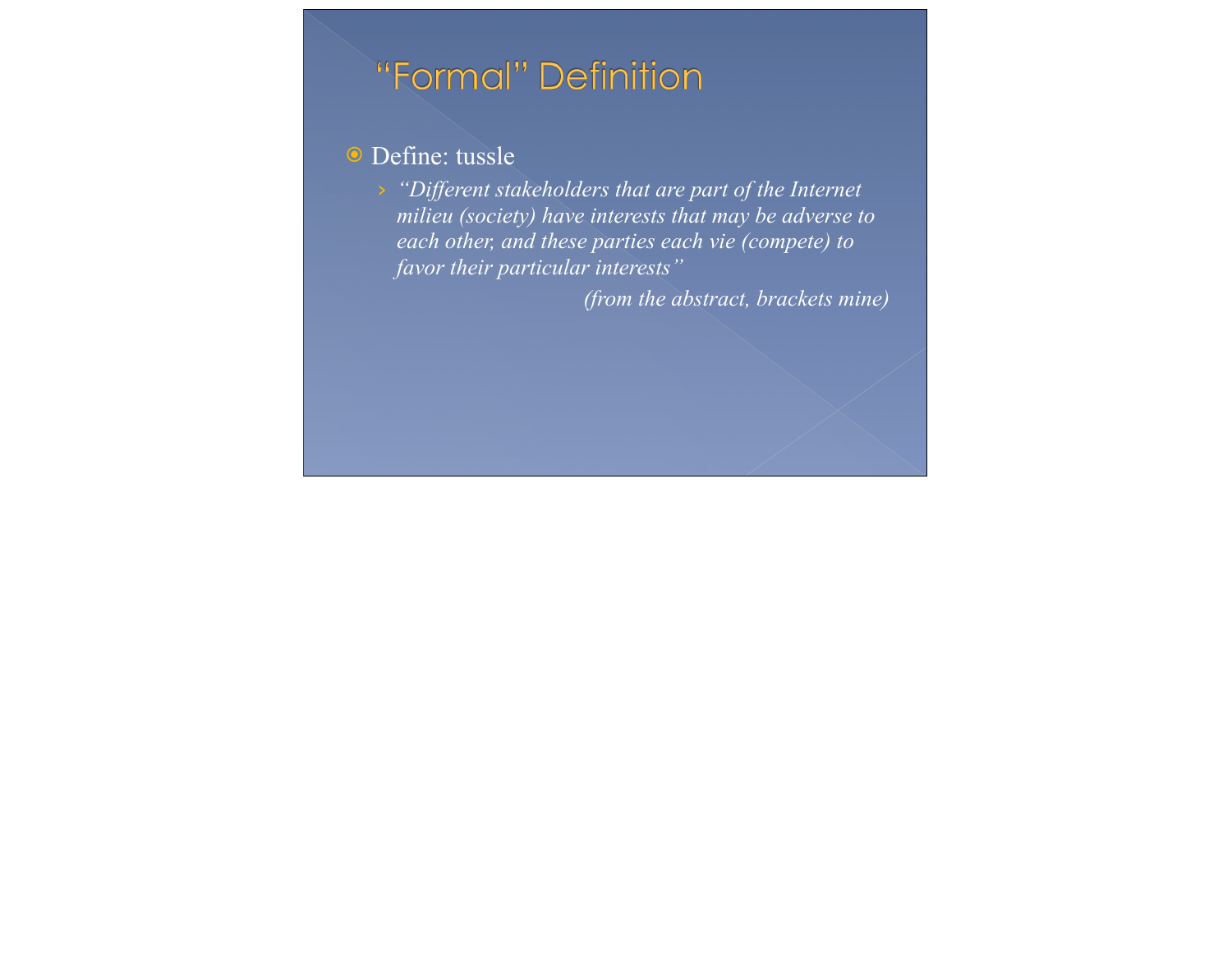# "Formal" Definition

- Define: tussle
  - *"Different stakeholders that are part of the Internet milieu (society) have interests that may be adverse to each other, and these parties each vie (compete) to favor their particular interests"*

    *(from the abstract, brackets mine)*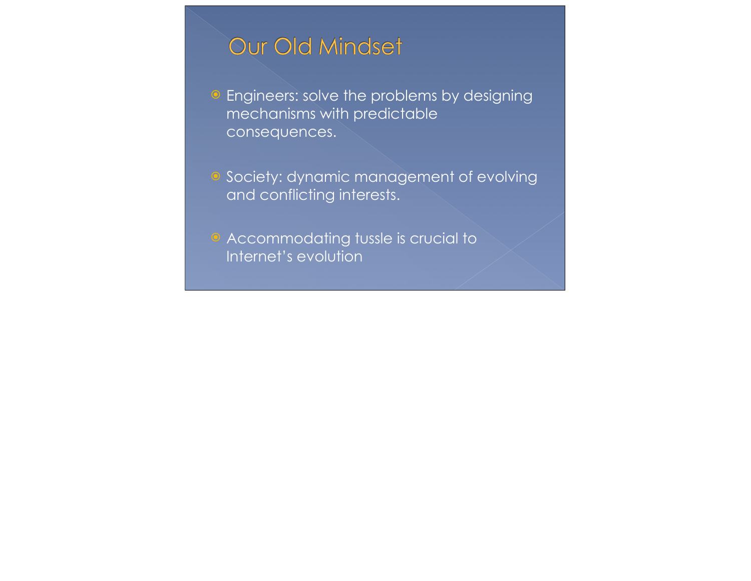# Our Old Mindset

- Engineers: solve the problems by designing mechanisms with predictable consequences.
- Society: dynamic management of evolving and conflicting interests.
- Accommodating tussle is crucial to Internet's evolution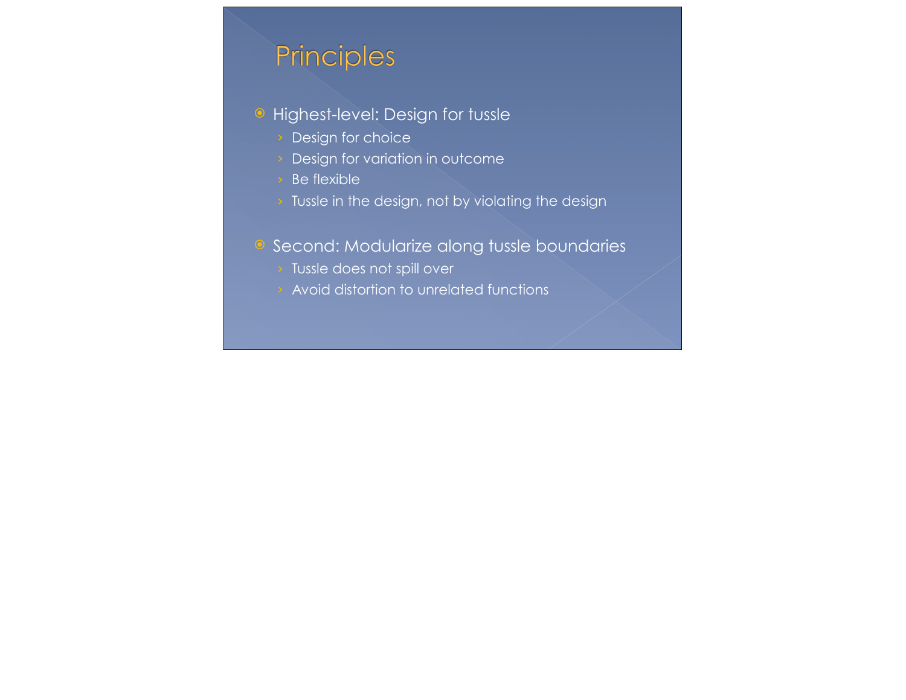# Principles

- Highest-level: Design for tussle
  - Design for choice
  - Design for variation in outcome
  - Be flexible
  - Tussle in the design, not by violating the design
- Second: Modularize along tussle boundaries
  - Tussle does not spill over
  - Avoid distortion to unrelated functions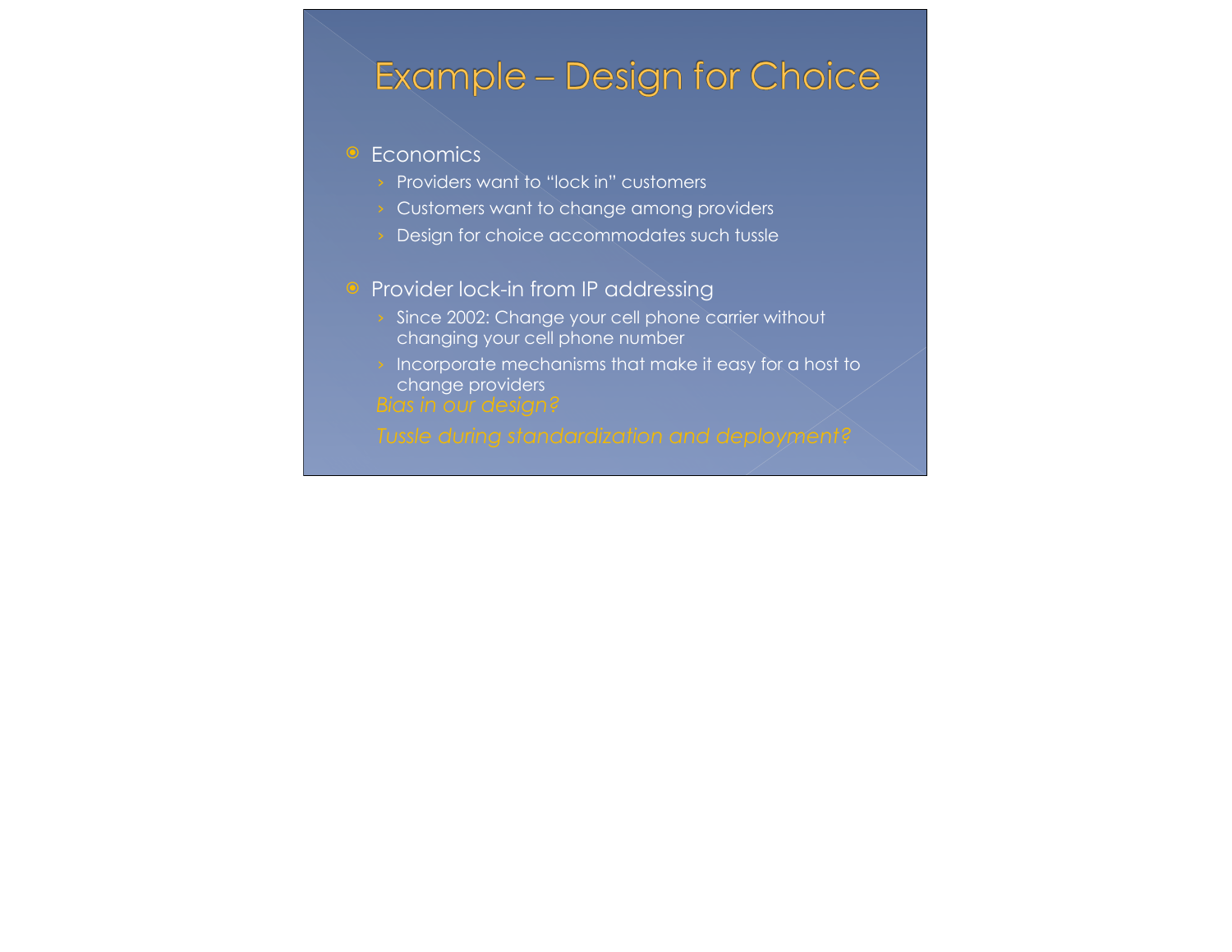# Example – Design for Choice

- Economics
  - Providers want to "lock in" customers
  - Customers want to change among providers
  - Design for choice accommodates such tussle

- Provider lock-in from IP addressing
  - Since 2002: Change your cell phone carrier without changing your cell phone number
  - Incorporate mechanisms that make it easy for a host to change providers

  *Bias in our design?*

  *Tussle during standardization and deployment?*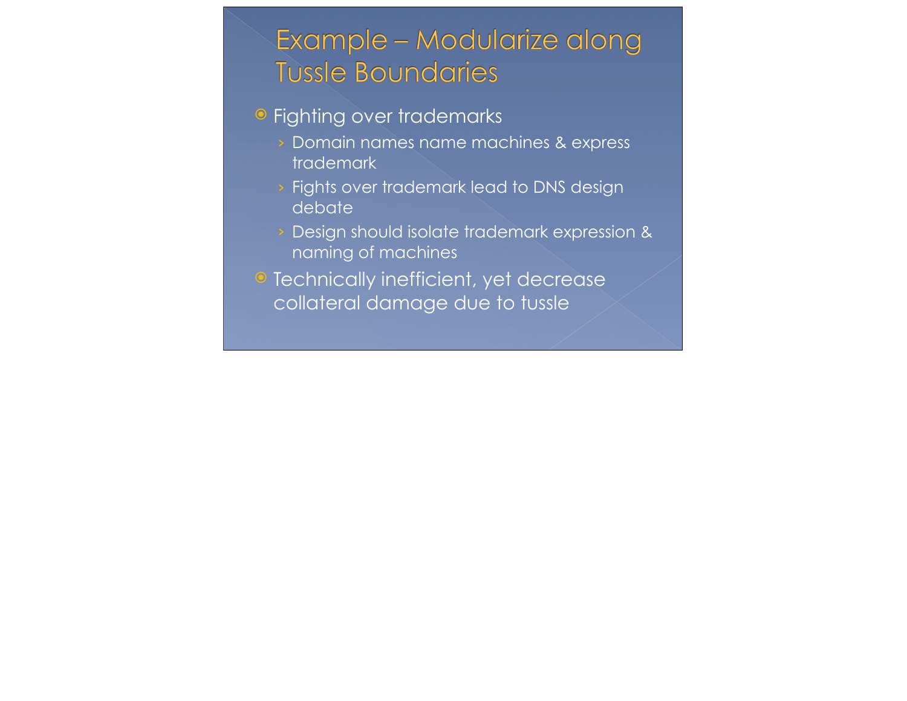# Example – Modularize along Tussle Boundaries

- Fighting over trademarks
  - Domain names name machines & express trademark
  - Fights over trademark lead to DNS design debate
  - Design should isolate trademark expression & naming of machines
- Technically inefficient, yet decrease collateral damage due to tussle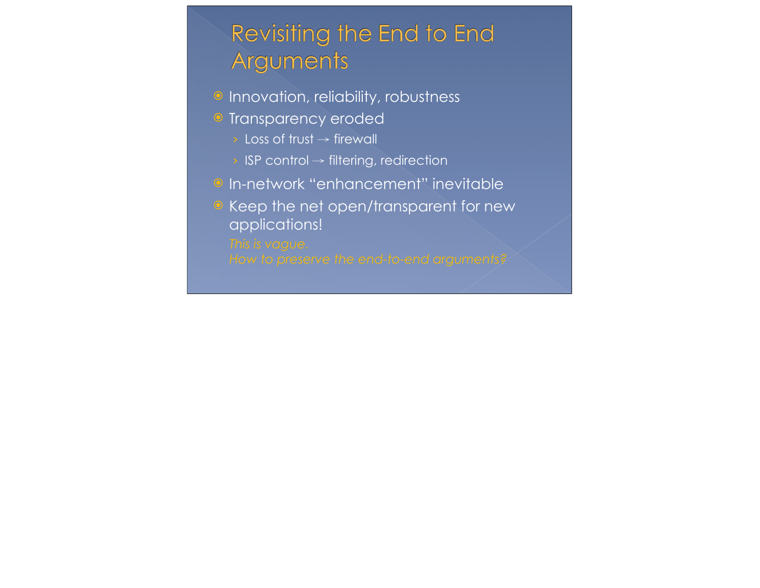# Revisiting the End to End Arguments

- Innovation, reliability, robustness
- Transparency eroded
  - Loss of trust → firewall
  - ISP control → filtering, redirection
- In-network “enhancement” inevitable
- Keep the net open/transparent for new applications!

  *This is vague.*
  *How to preserve the end-to-end arguments?*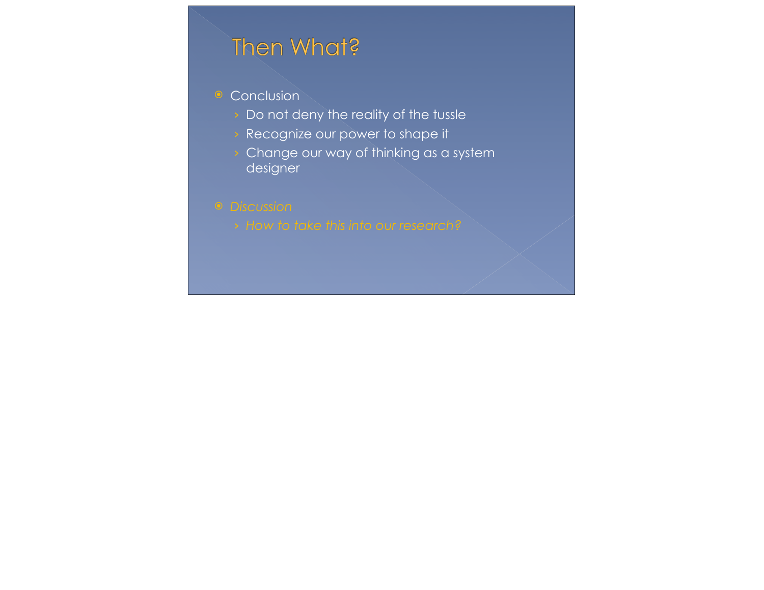# Then What?

- Conclusion
  - Do not deny the reality of the tussle
  - Recognize our power to shape it
  - Change our way of thinking as a system designer
- *Discussion*
  - *How to take this into our research?*